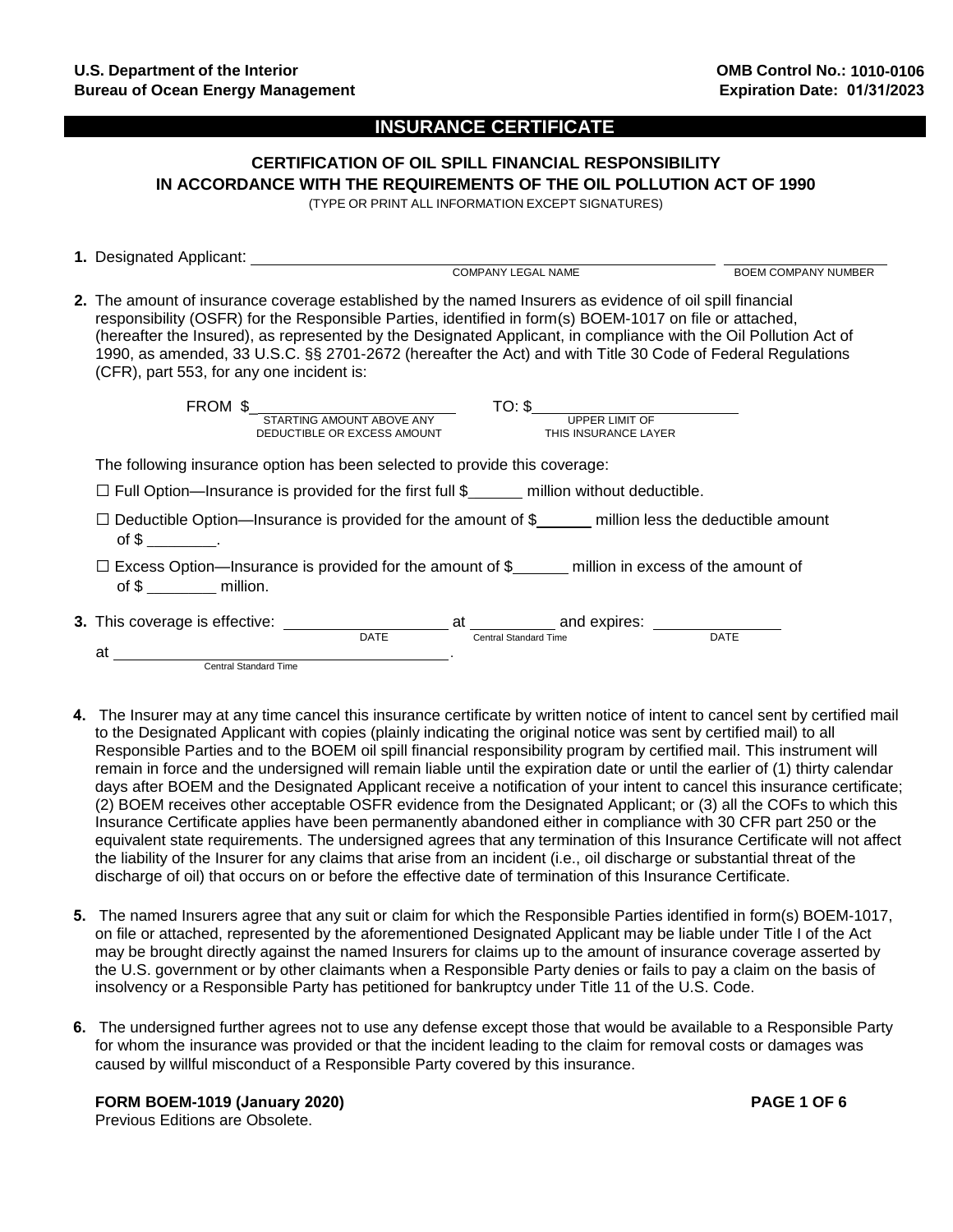**U.S. Department of the Interior**
**Bureau of Ocean Energy Management**

**OMB Control No.: 1010-0106**
**Expiration Date: 01/31/2023**

# INSURANCE CERTIFICATE

## CERTIFICATION OF OIL SPILL FINANCIAL RESPONSIBILITY IN ACCORDANCE WITH THE REQUIREMENTS OF THE OIL POLLUTION ACT OF 1990

(TYPE OR PRINT ALL INFORMATION EXCEPT SIGNATURES)

**1.** Designated Applicant: ______________________________ ______________
COMPANY LEGAL NAME BOEM COMPANY NUMBER

**2.** The amount of insurance coverage established by the named Insurers as evidence of oil spill financial responsibility (OSFR) for the Responsible Parties, identified in form(s) BOEM-1017 on file or attached, (hereafter the Insured), as represented by the Designated Applicant, in compliance with the Oil Pollution Act of 1990, as amended, 33 U.S.C. §§ 2701-2672 (hereafter the Act) and with Title 30 Code of Federal Regulations (CFR), part 553, for any one incident is:

FROM $______________ TO: $______________
STARTING AMOUNT ABOVE ANY DEDUCTIBLE OR EXCESS AMOUNT — UPPER LIMIT OF THIS INSURANCE LAYER

The following insurance option has been selected to provide this coverage:

☐ Full Option—Insurance is provided for the first full $______ million without deductible.

☐ Deductible Option—Insurance is provided for the amount of $______ million less the deductible amount of $ ________.

☐ Excess Option—Insurance is provided for the amount of $______ million in excess of the amount of of $ ________ million.

**3.** This coverage is effective: ______________ at __________ and expires: ______________ at ______________.
DATE — Central Standard Time — DATE — Central Standard Time

**4.** The Insurer may at any time cancel this insurance certificate by written notice of intent to cancel sent by certified mail to the Designated Applicant with copies (plainly indicating the original notice was sent by certified mail) to all Responsible Parties and to the BOEM oil spill financial responsibility program by certified mail. This instrument will remain in force and the undersigned will remain liable until the expiration date or until the earlier of (1) thirty calendar days after BOEM and the Designated Applicant receive a notification of your intent to cancel this insurance certificate; (2) BOEM receives other acceptable OSFR evidence from the Designated Applicant; or (3) all the COFs to which this Insurance Certificate applies have been permanently abandoned either in compliance with 30 CFR part 250 or the equivalent state requirements. The undersigned agrees that any termination of this Insurance Certificate will not affect the liability of the Insurer for any claims that arise from an incident (i.e., oil discharge or substantial threat of the discharge of oil) that occurs on or before the effective date of termination of this Insurance Certificate.

**5.** The named Insurers agree that any suit or claim for which the Responsible Parties identified in form(s) BOEM-1017, on file or attached, represented by the aforementioned Designated Applicant may be liable under Title I of the Act may be brought directly against the named Insurers for claims up to the amount of insurance coverage asserted by the U.S. government or by other claimants when a Responsible Party denies or fails to pay a claim on the basis of insolvency or a Responsible Party has petitioned for bankruptcy under Title 11 of the U.S. Code.

**6.** The undersigned further agrees not to use any defense except those that would be available to a Responsible Party for whom the insurance was provided or that the incident leading to the claim for removal costs or damages was caused by willful misconduct of a Responsible Party covered by this insurance.

**FORM BOEM-1019 (January 2020)**
Previous Editions are Obsolete.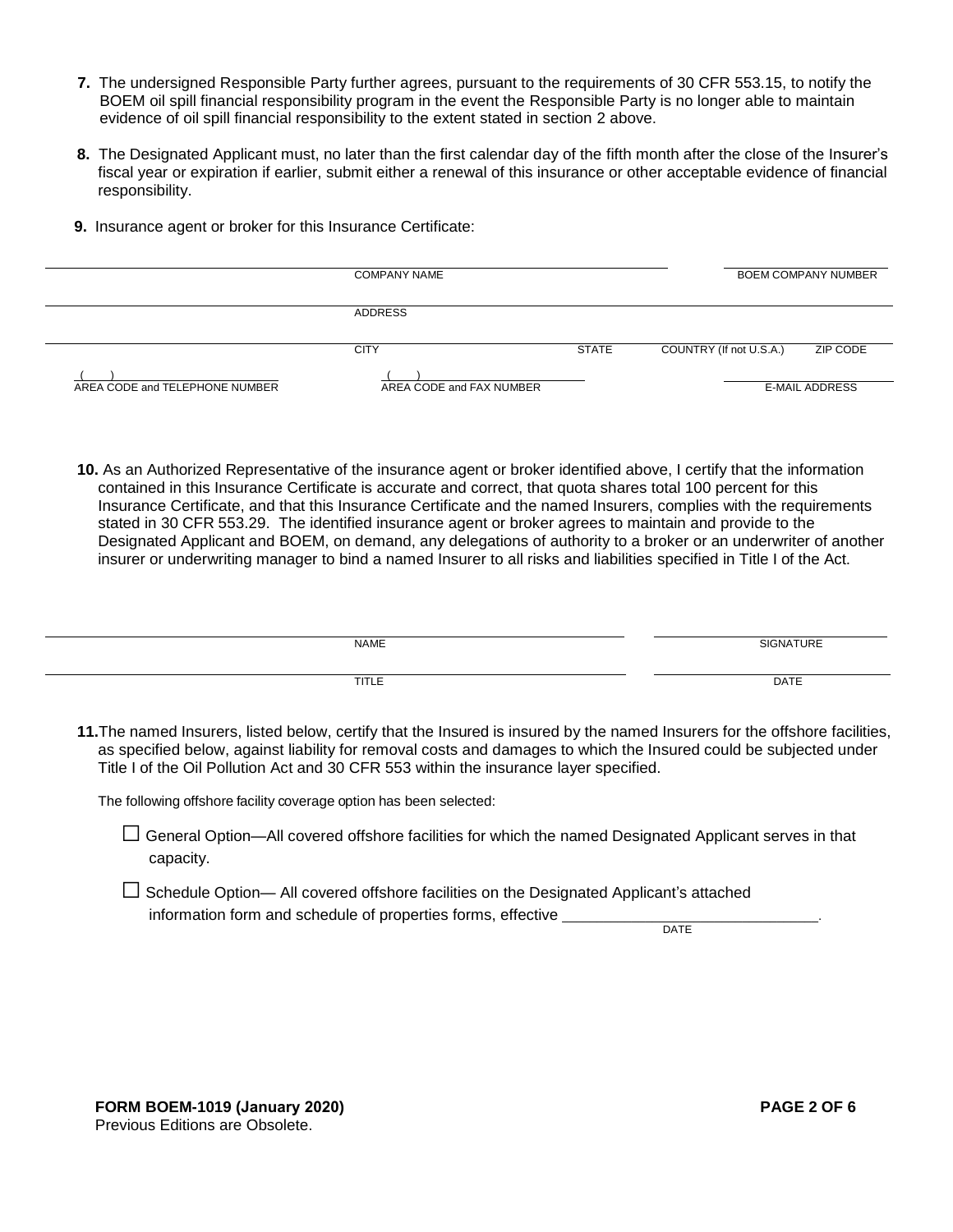**7.** The undersigned Responsible Party further agrees, pursuant to the requirements of 30 CFR 553.15, to notify the BOEM oil spill financial responsibility program in the event the Responsible Party is no longer able to maintain evidence of oil spill financial responsibility to the extent stated in section 2 above.

**8.** The Designated Applicant must, no later than the first calendar day of the fifth month after the close of the Insurer's fiscal year or expiration if earlier, submit either a renewal of this insurance or other acceptable evidence of financial responsibility.

**9.** Insurance agent or broker for this Insurance Certificate:

_______________________________________________ COMPANY NAME ___________________ BOEM COMPANY NUMBER

_______________________________________________ ADDRESS

_______________________________________________ CITY ________ STATE ________ COUNTRY (If not U.S.A.) ________ ZIP CODE

(    ) ____________________ AREA CODE and TELEPHONE NUMBER

(    ) ____________________ AREA CODE and FAX NUMBER

____________________ E-MAIL ADDRESS

**10.** As an Authorized Representative of the insurance agent or broker identified above, I certify that the information contained in this Insurance Certificate is accurate and correct, that quota shares total 100 percent for this Insurance Certificate, and that this Insurance Certificate and the named Insurers, complies with the requirements stated in 30 CFR 553.29. The identified insurance agent or broker agrees to maintain and provide to the Designated Applicant and BOEM, on demand, any delegations of authority to a broker or an underwriter of another insurer or underwriting manager to bind a named Insurer to all risks and liabilities specified in Title I of the Act.

_______________________________________________ NAME ___________________ SIGNATURE

_______________________________________________ TITLE ___________________ DATE

**11.** The named Insurers, listed below, certify that the Insured is insured by the named Insurers for the offshore facilities, as specified below, against liability for removal costs and damages to which the Insured could be subjected under Title I of the Oil Pollution Act and 30 CFR 553 within the insurance layer specified.

The following offshore facility coverage option has been selected:

☐ General Option—All covered offshore facilities for which the named Designated Applicant serves in that capacity.

☐ Schedule Option— All covered offshore facilities on the Designated Applicant's attached information form and schedule of properties forms, effective ______________________ (DATE).

**FORM BOEM-1019 (January 2020)**
Previous Editions are Obsolete.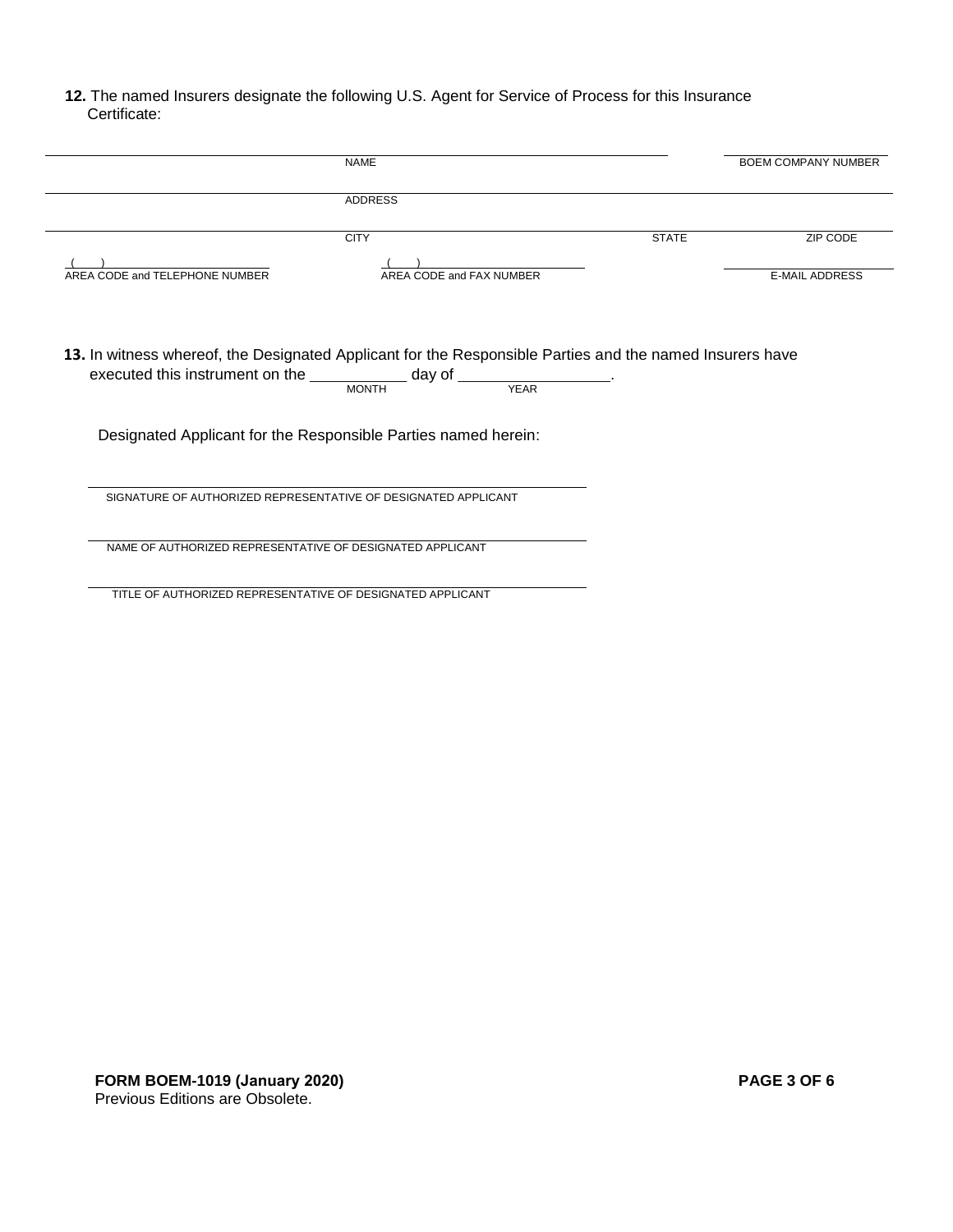**12.** The named Insurers designate the following U.S. Agent for Service of Process for this Insurance Certificate:

| | |
|---|---|
| NAME | BOEM COMPANY NUMBER |

ADDRESS

| | | |
|---|---|---|
| CITY | STATE | ZIP CODE |

| | | |
|---|---|---|
| ( ) | ( ) | |
| AREA CODE and TELEPHONE NUMBER | AREA CODE and FAX NUMBER | E-MAIL ADDRESS |

**13.** In witness whereof, the Designated Applicant for the Responsible Parties and the named Insurers have executed this instrument on the ___________ day of __________________.
MONTH YEAR

Designated Applicant for the Responsible Parties named herein:

______________________________________________
SIGNATURE OF AUTHORIZED REPRESENTATIVE OF DESIGNATED APPLICANT

______________________________________________
NAME OF AUTHORIZED REPRESENTATIVE OF DESIGNATED APPLICANT

______________________________________________
TITLE OF AUTHORIZED REPRESENTATIVE OF DESIGNATED APPLICANT

**FORM BOEM-1019 (January 2020)**
Previous Editions are Obsolete.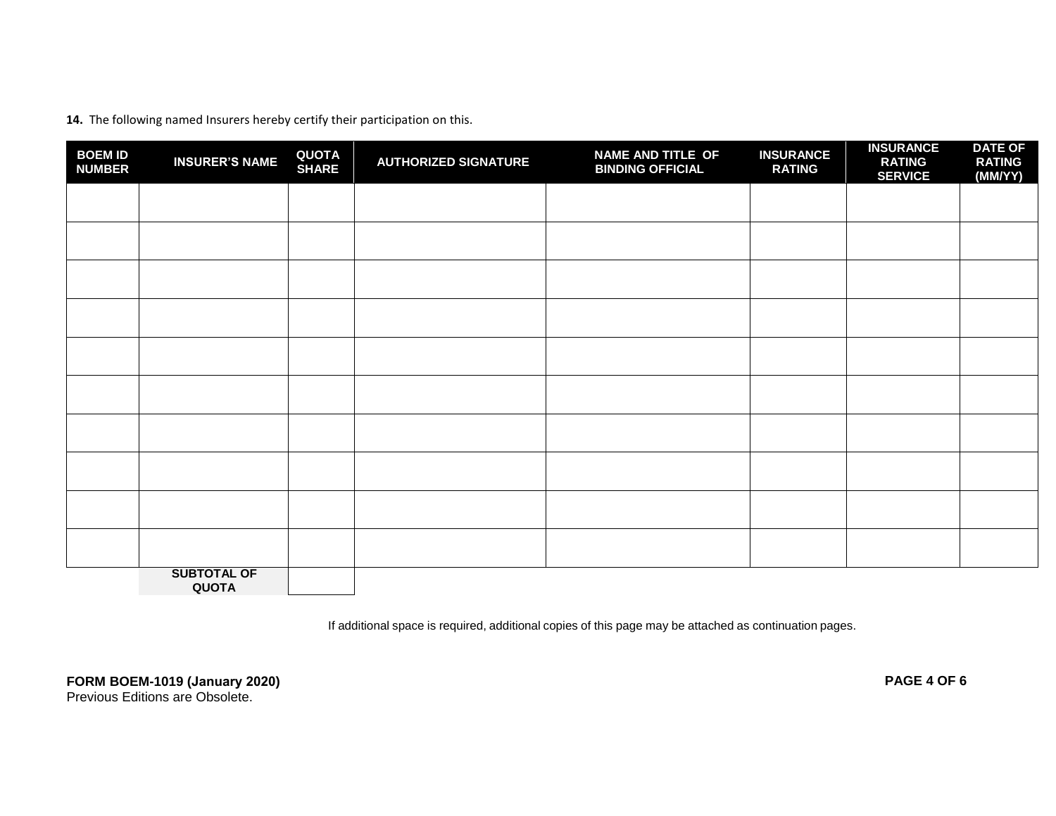**14.** The following named Insurers hereby certify their participation on this.

| BOEM ID NUMBER | INSURER'S NAME | QUOTA SHARE | AUTHORIZED SIGNATURE | NAME AND TITLE OF BINDING OFFICIAL | INSURANCE RATING | INSURANCE RATING SERVICE | DATE OF RATING (MM/YY) |
|---|---|---|---|---|---|---|---|
| | | | | | | | |
| | | | | | | | |
| | | | | | | | |
| | | | | | | | |
| | | | | | | | |
| | | | | | | | |
| | | | | | | | |
| | | | | | | | |
| | | | | | | | |
| | | | | | | | |
| | **SUBTOTAL OF QUOTA** | | | | | | |

If additional space is required, additional copies of this page may be attached as continuation pages.

**FORM BOEM-1019 (January 2020)**
Previous Editions are Obsolete.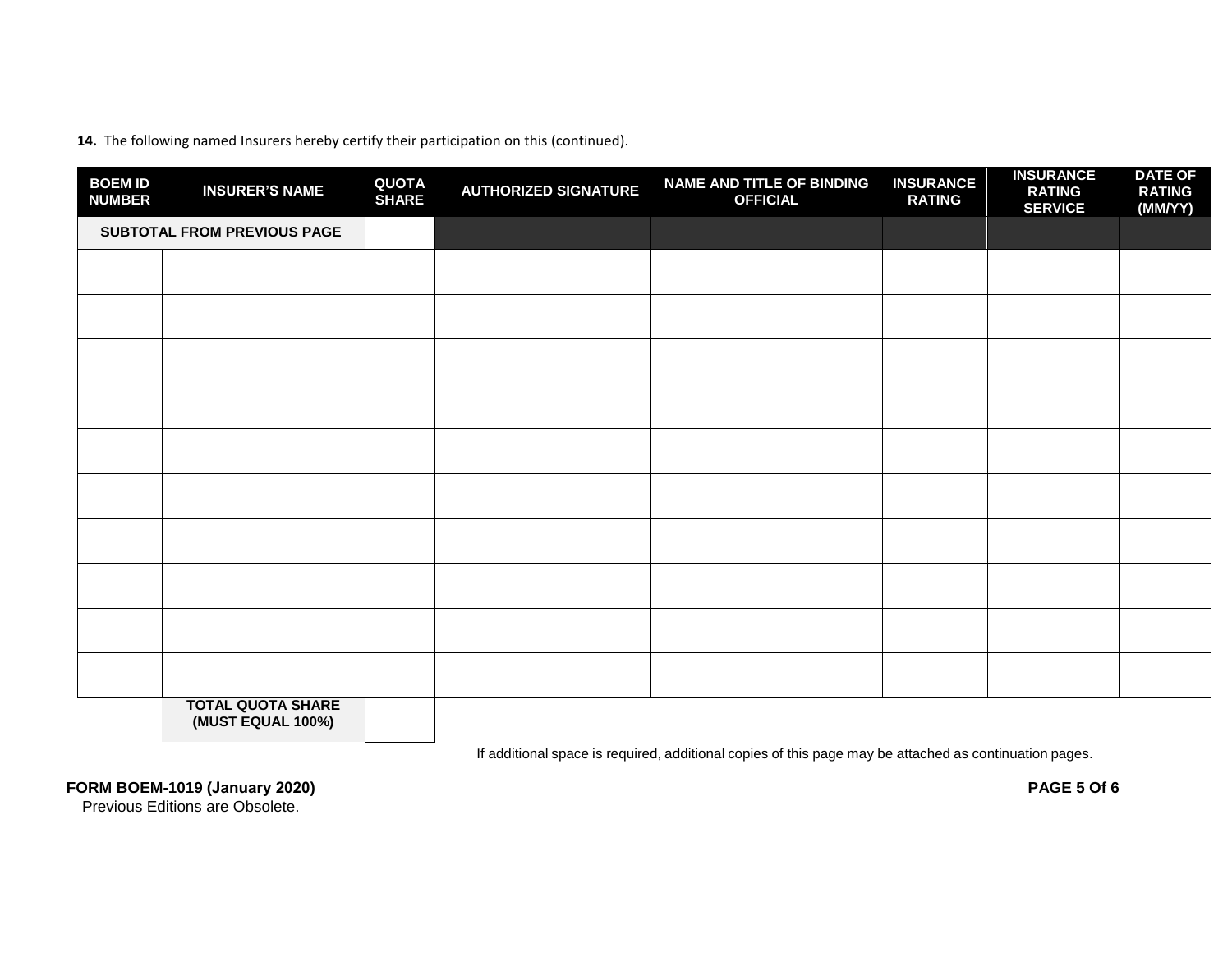**14.** The following named Insurers hereby certify their participation on this (continued).

| BOEM ID NUMBER | INSURER'S NAME | QUOTA SHARE | AUTHORIZED SIGNATURE | NAME AND TITLE OF BINDING OFFICIAL | INSURANCE RATING | INSURANCE RATING SERVICE | DATE OF RATING (MM/YY) |
|---|---|---|---|---|---|---|---|
| **SUBTOTAL FROM PREVIOUS PAGE** | | | | | | | |
| | | | | | | | |
| | | | | | | | |
| | | | | | | | |
| | | | | | | | |
| | | | | | | | |
| | | | | | | | |
| | | | | | | | |
| | | | | | | | |
| | | | | | | | |
| | | | | | | | |
| | **TOTAL QUOTA SHARE (MUST EQUAL 100%)** | | | | | | |

If additional space is required, additional copies of this page may be attached as continuation pages.

**FORM BOEM-1019 (January 2020)**
Previous Editions are Obsolete.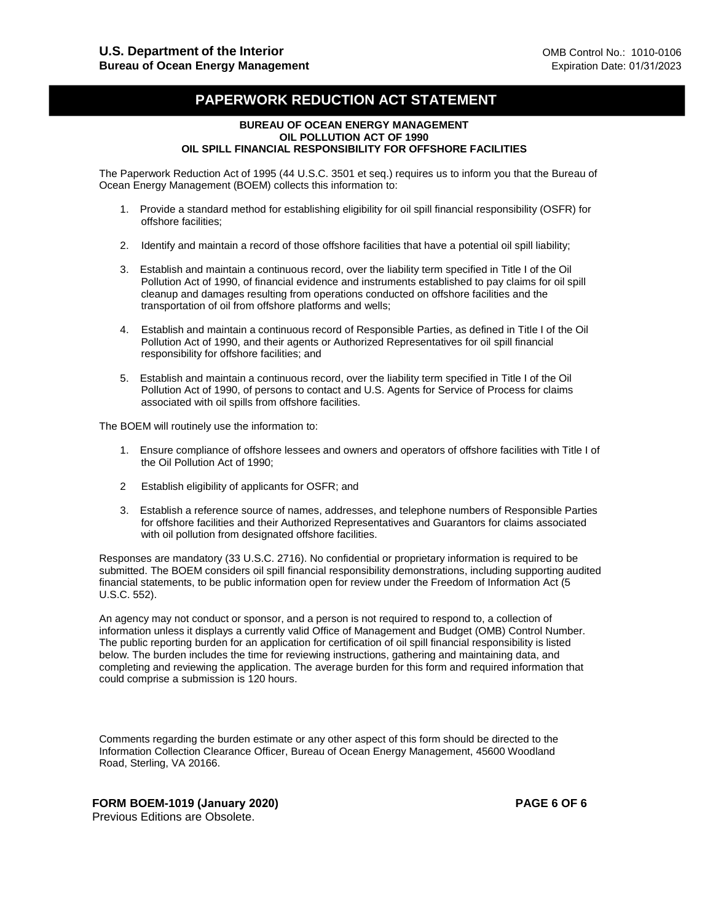U.S. Department of the Interior
**Bureau of Ocean Energy Management**

OMB Control No.: 1010-0106
Expiration Date: 01/31/2023

# PAPERWORK REDUCTION ACT STATEMENT

**BUREAU OF OCEAN ENERGY MANAGEMENT**
**OIL POLLUTION ACT OF 1990**
**OIL SPILL FINANCIAL RESPONSIBILITY FOR OFFSHORE FACILITIES**

The Paperwork Reduction Act of 1995 (44 U.S.C. 3501 et seq.) requires us to inform you that the Bureau of Ocean Energy Management (BOEM) collects this information to:

1. Provide a standard method for establishing eligibility for oil spill financial responsibility (OSFR) for offshore facilities;

2. Identify and maintain a record of those offshore facilities that have a potential oil spill liability;

3. Establish and maintain a continuous record, over the liability term specified in Title I of the Oil Pollution Act of 1990, of financial evidence and instruments established to pay claims for oil spill cleanup and damages resulting from operations conducted on offshore facilities and the transportation of oil from offshore platforms and wells;

4. Establish and maintain a continuous record of Responsible Parties, as defined in Title I of the Oil Pollution Act of 1990, and their agents or Authorized Representatives for oil spill financial responsibility for offshore facilities; and

5. Establish and maintain a continuous record, over the liability term specified in Title I of the Oil Pollution Act of 1990, of persons to contact and U.S. Agents for Service of Process for claims associated with oil spills from offshore facilities.

The BOEM will routinely use the information to:

1. Ensure compliance of offshore lessees and owners and operators of offshore facilities with Title I of the Oil Pollution Act of 1990;

2 Establish eligibility of applicants for OSFR; and

3. Establish a reference source of names, addresses, and telephone numbers of Responsible Parties for offshore facilities and their Authorized Representatives and Guarantors for claims associated with oil pollution from designated offshore facilities.

Responses are mandatory (33 U.S.C. 2716). No confidential or proprietary information is required to be submitted. The BOEM considers oil spill financial responsibility demonstrations, including supporting audited financial statements, to be public information open for review under the Freedom of Information Act (5 U.S.C. 552).

An agency may not conduct or sponsor, and a person is not required to respond to, a collection of information unless it displays a currently valid Office of Management and Budget (OMB) Control Number. The public reporting burden for an application for certification of oil spill financial responsibility is listed below. The burden includes the time for reviewing instructions, gathering and maintaining data, and completing and reviewing the application. The average burden for this form and required information that could comprise a submission is 120 hours.

Comments regarding the burden estimate or any other aspect of this form should be directed to the Information Collection Clearance Officer, Bureau of Ocean Energy Management, 45600 Woodland Road, Sterling, VA 20166.

**FORM BOEM-1019 (January 2020)**
Previous Editions are Obsolete.